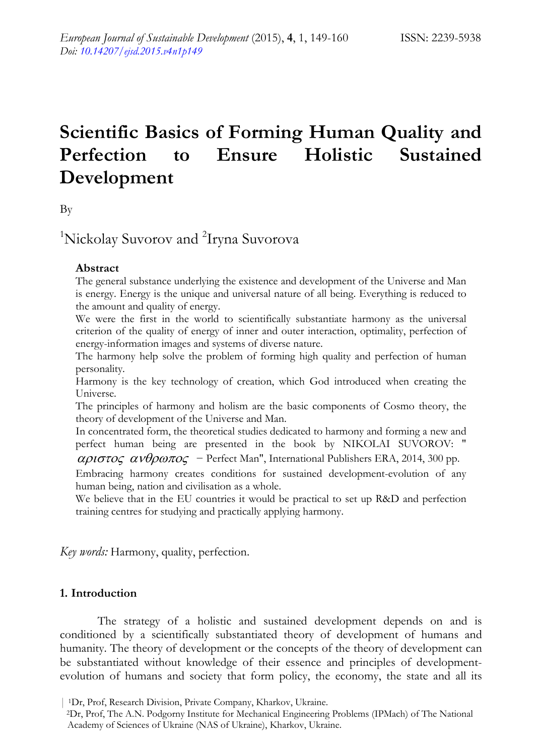# Scientific Basics of Forming Human Quality and Perfection to Ensure Holistic Sustained Development

By

[1]Nickolay Suvorov and [2]Iryna Suvorova

### Abstract

The general substance underlying the existence and development of the Universe and Man is energy. Energy is the unique and universal nature of all being. Everything is reduced to the amount and quality of energy.

We were the first in the world to scientifically substantiate harmony as the universal criterion of the quality of energy of inner and outer interaction, optimality, perfection of energy-information images and systems of diverse nature.

The harmony help solve the problem of forming high quality and perfection of human personality.

Harmony is the key technology of creation, which God introduced when creating the Universe.

The principles of harmony and holism are the basic components of Cosmo theory, the theory of development of the Universe and Man.

In concentrated form, the theoretical studies dedicated to harmony and forming a new and perfect human being are presented in the book by NIKOLAI SUVOROV: " *αριστος ανθρωπος* – Perfect Man", International Publishers ERA, 2014, 300 pp.

Embracing harmony creates conditions for sustained development-evolution of any human being, nation and civilisation as a whole.

We believe that in the EU countries it would be practical to set up R&D and perfection training centres for studying and practically applying harmony.

*Key words:* Harmony, quality, perfection.

## 1. Introduction

The strategy of a holistic and sustained development depends on and is conditioned by a scientifically substantiated theory of development of humans and humanity. The theory of development or the concepts of the theory of development can be substantiated without knowledge of their essence and principles of development-evolution of humans and society that form policy, the economy, the state and all its

[1]Dr, Prof, Research Division, Private Company, Kharkov, Ukraine.

[2]Dr, Prof, The A.N. Podgorny Institute for Mechanical Engineering Problems (IPMach) of The National Academy of Sciences of Ukraine (NAS of Ukraine), Kharkov, Ukraine.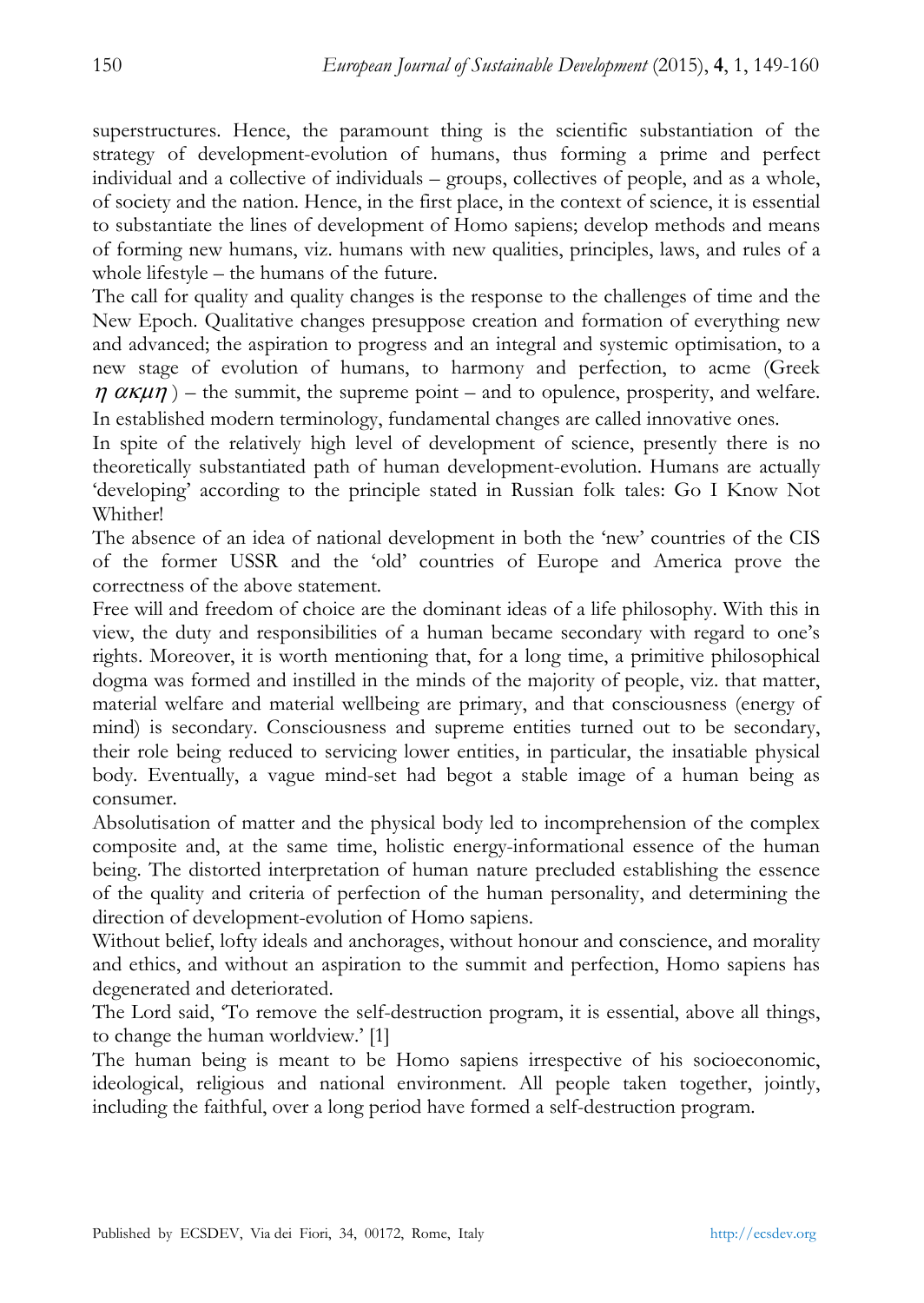superstructures. Hence, the paramount thing is the scientific substantiation of the strategy of development-evolution of humans, thus forming a prime and perfect individual and a collective of individuals – groups, collectives of people, and as a whole, of society and the nation. Hence, in the first place, in the context of science, it is essential to substantiate the lines of development of Homo sapiens; develop methods and means of forming new humans, viz. humans with new qualities, principles, laws, and rules of a whole lifestyle – the humans of the future.

The call for quality and quality changes is the response to the challenges of time and the New Epoch. Qualitative changes presuppose creation and formation of everything new and advanced; the aspiration to progress and an integral and systemic optimisation, to a new stage of evolution of humans, to harmony and perfection, to acme (Greek $\eta\ \alpha\kappa\mu\eta$) – the summit, the supreme point – and to opulence, prosperity, and welfare. In established modern terminology, fundamental changes are called innovative ones.

In spite of the relatively high level of development of science, presently there is no theoretically substantiated path of human development-evolution. Humans are actually 'developing' according to the principle stated in Russian folk tales: Go I Know Not Whither!

The absence of an idea of national development in both the 'new' countries of the CIS of the former USSR and the 'old' countries of Europe and America prove the correctness of the above statement.

Free will and freedom of choice are the dominant ideas of a life philosophy. With this in view, the duty and responsibilities of a human became secondary with regard to one's rights. Moreover, it is worth mentioning that, for a long time, a primitive philosophical dogma was formed and instilled in the minds of the majority of people, viz. that matter, material welfare and material wellbeing are primary, and that consciousness (energy of mind) is secondary. Consciousness and supreme entities turned out to be secondary, their role being reduced to servicing lower entities, in particular, the insatiable physical body. Eventually, a vague mind-set had begot a stable image of a human being as consumer.

Absolutisation of matter and the physical body led to incomprehension of the complex composite and, at the same time, holistic energy-informational essence of the human being. The distorted interpretation of human nature precluded establishing the essence of the quality and criteria of perfection of the human personality, and determining the direction of development-evolution of Homo sapiens.

Without belief, lofty ideals and anchorages, without honour and conscience, and morality and ethics, and without an aspiration to the summit and perfection, Homo sapiens has degenerated and deteriorated.

The Lord said, 'To remove the self-destruction program, it is essential, above all things, to change the human worldview.' [1]

The human being is meant to be Homo sapiens irrespective of his socioeconomic, ideological, religious and national environment. All people taken together, jointly, including the faithful, over a long period have formed a self-destruction program.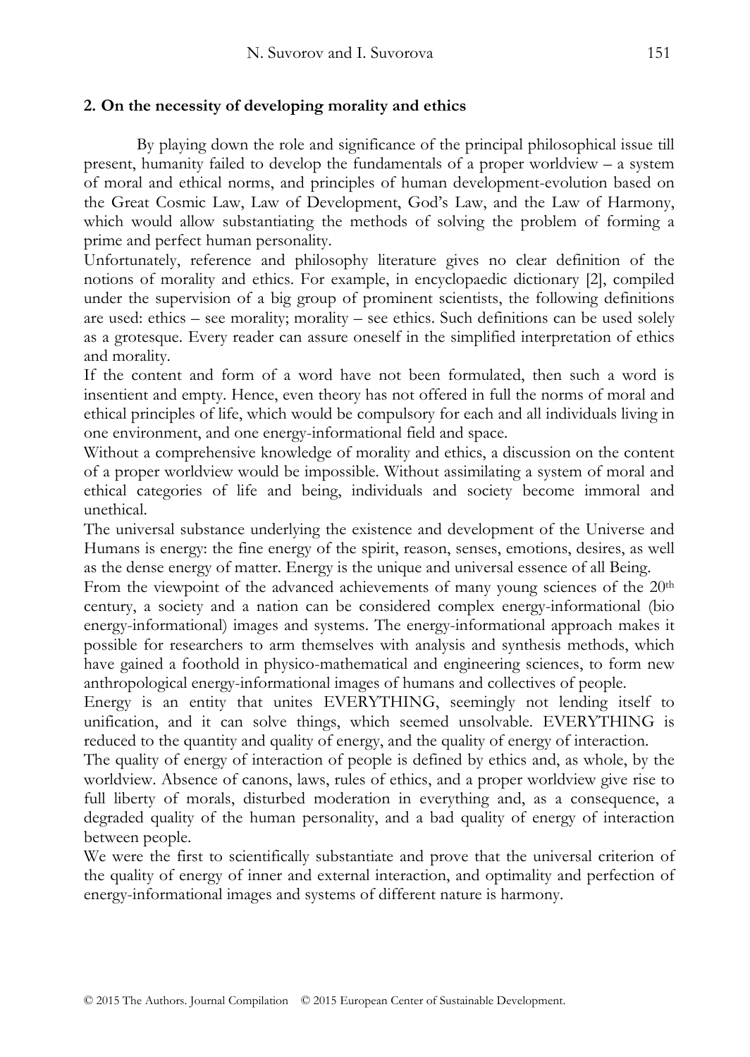## 2. On the necessity of developing morality and ethics

By playing down the role and significance of the principal philosophical issue till present, humanity failed to develop the fundamentals of a proper worldview – a system of moral and ethical norms, and principles of human development-evolution based on the Great Cosmic Law, Law of Development, God's Law, and the Law of Harmony, which would allow substantiating the methods of solving the problem of forming a prime and perfect human personality.

Unfortunately, reference and philosophy literature gives no clear definition of the notions of morality and ethics. For example, in encyclopaedic dictionary [2], compiled under the supervision of a big group of prominent scientists, the following definitions are used: ethics – see morality; morality – see ethics. Such definitions can be used solely as a grotesque. Every reader can assure oneself in the simplified interpretation of ethics and morality.

If the content and form of a word have not been formulated, then such a word is insentient and empty. Hence, even theory has not offered in full the norms of moral and ethical principles of life, which would be compulsory for each and all individuals living in one environment, and one energy-informational field and space.

Without a comprehensive knowledge of morality and ethics, a discussion on the content of a proper worldview would be impossible. Without assimilating a system of moral and ethical categories of life and being, individuals and society become immoral and unethical.

The universal substance underlying the existence and development of the Universe and Humans is energy: the fine energy of the spirit, reason, senses, emotions, desires, as well as the dense energy of matter. Energy is the unique and universal essence of all Being.

From the viewpoint of the advanced achievements of many young sciences of the 20th century, a society and a nation can be considered complex energy-informational (bio energy-informational) images and systems. The energy-informational approach makes it possible for researchers to arm themselves with analysis and synthesis methods, which have gained a foothold in physico-mathematical and engineering sciences, to form new anthropological energy-informational images of humans and collectives of people.

Energy is an entity that unites EVERYTHING, seemingly not lending itself to unification, and it can solve things, which seemed unsolvable. EVERYTHING is reduced to the quantity and quality of energy, and the quality of energy of interaction.

The quality of energy of interaction of people is defined by ethics and, as whole, by the worldview. Absence of canons, laws, rules of ethics, and a proper worldview give rise to full liberty of morals, disturbed moderation in everything and, as a consequence, a degraded quality of the human personality, and a bad quality of energy of interaction between people.

We were the first to scientifically substantiate and prove that the universal criterion of the quality of energy of inner and external interaction, and optimality and perfection of energy-informational images and systems of different nature is harmony.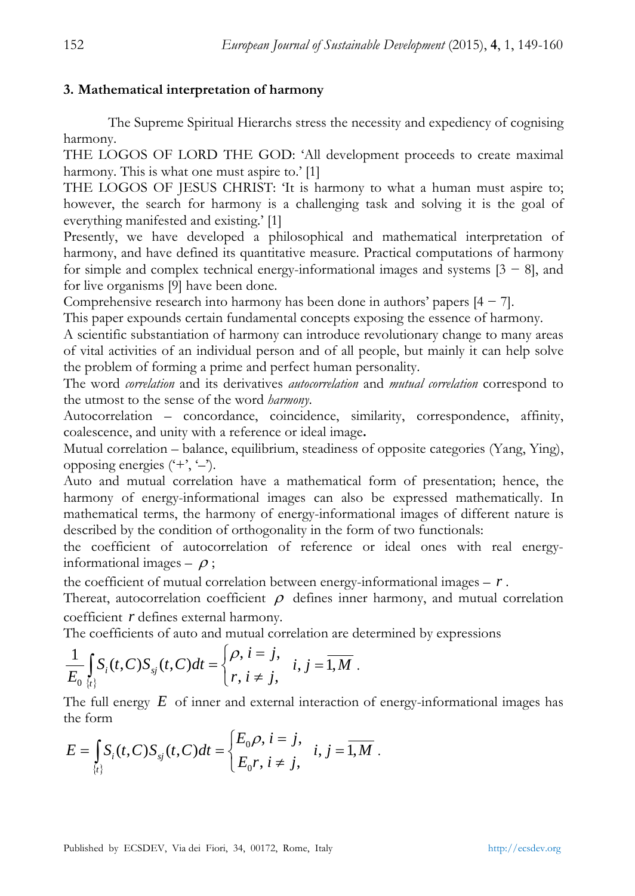## 3. Mathematical interpretation of harmony

The Supreme Spiritual Hierarchs stress the necessity and expediency of cognising harmony.

THE LOGOS OF LORD THE GOD: 'All development proceeds to create maximal harmony. This is what one must aspire to.' [1]

THE LOGOS OF JESUS CHRIST: 'It is harmony to what a human must aspire to; however, the search for harmony is a challenging task and solving it is the goal of everything manifested and existing.' [1]

Presently, we have developed a philosophical and mathematical interpretation of harmony, and have defined its quantitative measure. Practical computations of harmony for simple and complex technical energy-informational images and systems [3 − 8], and for live organisms [9] have been done.

Comprehensive research into harmony has been done in authors' papers [4 − 7].

This paper expounds certain fundamental concepts exposing the essence of harmony.

A scientific substantiation of harmony can introduce revolutionary change to many areas of vital activities of an individual person and of all people, but mainly it can help solve the problem of forming a prime and perfect human personality.

The word *correlation* and its derivatives *autocorrelation* and *mutual correlation* correspond to the utmost to the sense of the word *harmony*.

Autocorrelation – concordance, coincidence, similarity, correspondence, affinity, coalescence, and unity with a reference or ideal image**.**

Mutual correlation – balance, equilibrium, steadiness of opposite categories (Yang, Ying), opposing energies ('+', '–').

Auto and mutual correlation have a mathematical form of presentation; hence, the harmony of energy-informational images can also be expressed mathematically. In mathematical terms, the harmony of energy-informational images of different nature is described by the condition of orthogonality in the form of two functionals:

the coefficient of autocorrelation of reference or ideal ones with real energy-informational images – $\rho$;

the coefficient of mutual correlation between energy-informational images – $r$.

Thereat, autocorrelation coefficient $\rho$ defines inner harmony, and mutual correlation coefficient $r$ defines external harmony.

The coefficients of auto and mutual correlation are determined by expressions

$$\frac{1}{E_0}\int_{\{t\}} S_i(t,C)S_{sj}(t,C)dt = \begin{cases} \rho, \; i = j, \\ r, \; i \neq j, \end{cases} \quad i, j = \overline{1, M} \, .$$

The full energy $E$ of inner and external interaction of energy-informational images has the form

$$E = \int_{\{t\}} S_i(t,C)S_{sj}(t,C)dt = \begin{cases} E_0\rho, \; i = j, \\ E_0 r, \; i \neq j, \end{cases} \quad i, j = \overline{1, M} \, .$$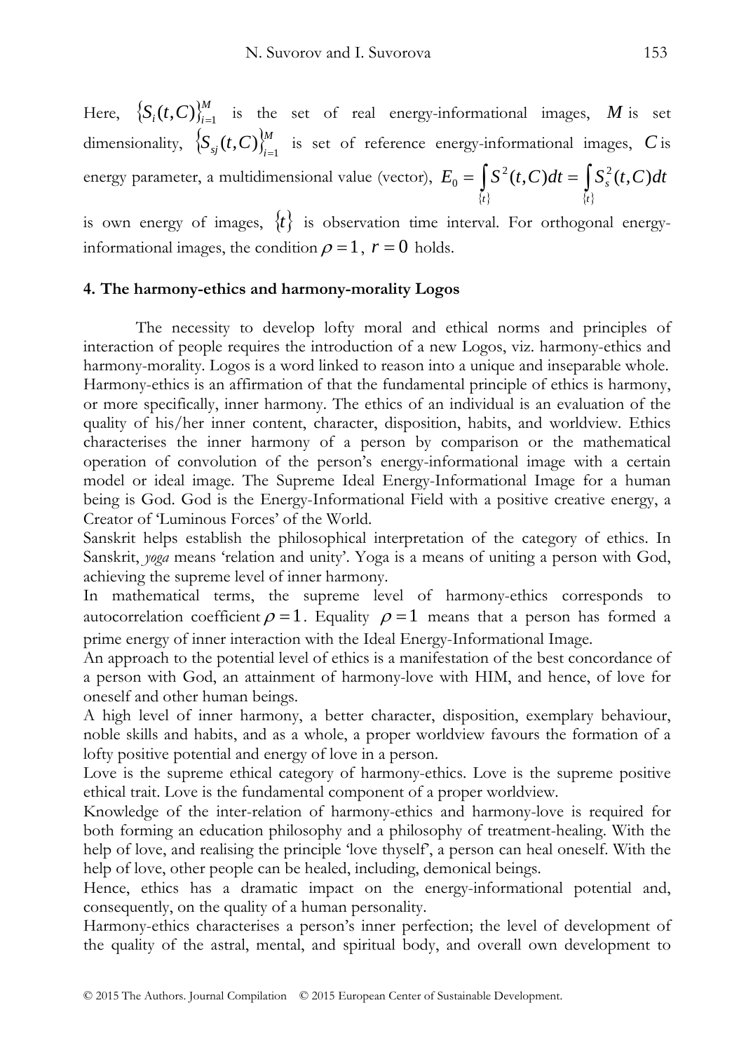Here, $\{S_i(t,C)\}_{i=1}^{M}$ is the set of real energy-informational images, $M$ is set dimensionality, $\{S_{sj}(t,C)\}_{i=1}^{M}$ is set of reference energy-informational images, $C$ is energy parameter, a multidimensional value (vector), $E_0 = \int_{\{t\}} S^2(t,C)dt = \int_{\{t\}} S_s^2(t,C)dt$ is own energy of images, $\{t\}$ is observation time interval. For orthogonal energy-informational images, the condition $\rho = 1$, $r = 0$ holds.

## 4. The harmony-ethics and harmony-morality Logos

The necessity to develop lofty moral and ethical norms and principles of interaction of people requires the introduction of a new Logos, viz. harmony-ethics and harmony-morality. Logos is a word linked to reason into a unique and inseparable whole. Harmony-ethics is an affirmation of that the fundamental principle of ethics is harmony, or more specifically, inner harmony. The ethics of an individual is an evaluation of the quality of his/her inner content, character, disposition, habits, and worldview. Ethics characterises the inner harmony of a person by comparison or the mathematical operation of convolution of the person's energy-informational image with a certain model or ideal image. The Supreme Ideal Energy-Informational Image for a human being is God. God is the Energy-Informational Field with a positive creative energy, a Creator of 'Luminous Forces' of the World.

Sanskrit helps establish the philosophical interpretation of the category of ethics. In Sanskrit, *yoga* means 'relation and unity'. Yoga is a means of uniting a person with God, achieving the supreme level of inner harmony.

In mathematical terms, the supreme level of harmony-ethics corresponds to autocorrelation coefficient $\rho = 1$. Equality $\rho = 1$ means that a person has formed a prime energy of inner interaction with the Ideal Energy-Informational Image.

An approach to the potential level of ethics is a manifestation of the best concordance of a person with God, an attainment of harmony-love with HIM, and hence, of love for oneself and other human beings.

A high level of inner harmony, a better character, disposition, exemplary behaviour, noble skills and habits, and as a whole, a proper worldview favours the formation of a lofty positive potential and energy of love in a person.

Love is the supreme ethical category of harmony-ethics. Love is the supreme positive ethical trait. Love is the fundamental component of a proper worldview.

Knowledge of the inter-relation of harmony-ethics and harmony-love is required for both forming an education philosophy and a philosophy of treatment-healing. With the help of love, and realising the principle 'love thyself', a person can heal oneself. With the help of love, other people can be healed, including, demonical beings.

Hence, ethics has a dramatic impact on the energy-informational potential and, consequently, on the quality of a human personality.

Harmony-ethics characterises a person's inner perfection; the level of development of the quality of the astral, mental, and spiritual body, and overall own development to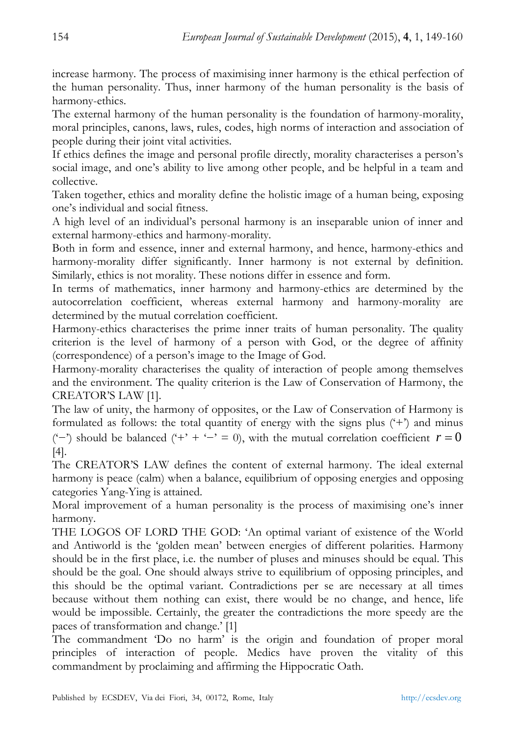increase harmony. The process of maximising inner harmony is the ethical perfection of the human personality. Thus, inner harmony of the human personality is the basis of harmony-ethics.

The external harmony of the human personality is the foundation of harmony-morality, moral principles, canons, laws, rules, codes, high norms of interaction and association of people during their joint vital activities.

If ethics defines the image and personal profile directly, morality characterises a person's social image, and one's ability to live among other people, and be helpful in a team and collective.

Taken together, ethics and morality define the holistic image of a human being, exposing one's individual and social fitness.

A high level of an individual's personal harmony is an inseparable union of inner and external harmony-ethics and harmony-morality.

Both in form and essence, inner and external harmony, and hence, harmony-ethics and harmony-morality differ significantly. Inner harmony is not external by definition. Similarly, ethics is not morality. These notions differ in essence and form.

In terms of mathematics, inner harmony and harmony-ethics are determined by the autocorrelation coefficient, whereas external harmony and harmony-morality are determined by the mutual correlation coefficient.

Harmony-ethics characterises the prime inner traits of human personality. The quality criterion is the level of harmony of a person with God, or the degree of affinity (correspondence) of a person's image to the Image of God.

Harmony-morality characterises the quality of interaction of people among themselves and the environment. The quality criterion is the Law of Conservation of Harmony, the CREATOR'S LAW [1].

The law of unity, the harmony of opposites, or the Law of Conservation of Harmony is formulated as follows: the total quantity of energy with the signs plus ('+') and minus ('−') should be balanced ('+' + '−' = 0), with the mutual correlation coefficient $r = 0$ [4].

The CREATOR'S LAW defines the content of external harmony. The ideal external harmony is peace (calm) when a balance, equilibrium of opposing energies and opposing categories Yang-Ying is attained.

Moral improvement of a human personality is the process of maximising one's inner harmony.

THE LOGOS OF LORD THE GOD: 'An optimal variant of existence of the World and Antiworld is the 'golden mean' between energies of different polarities. Harmony should be in the first place, i.e. the number of pluses and minuses should be equal. This should be the goal. One should always strive to equilibrium of opposing principles, and this should be the optimal variant. Contradictions per se are necessary at all times because without them nothing can exist, there would be no change, and hence, life would be impossible. Certainly, the greater the contradictions the more speedy are the paces of transformation and change.' [1]

The commandment 'Do no harm' is the origin and foundation of proper moral principles of interaction of people. Medics have proven the vitality of this commandment by proclaiming and affirming the Hippocratic Oath.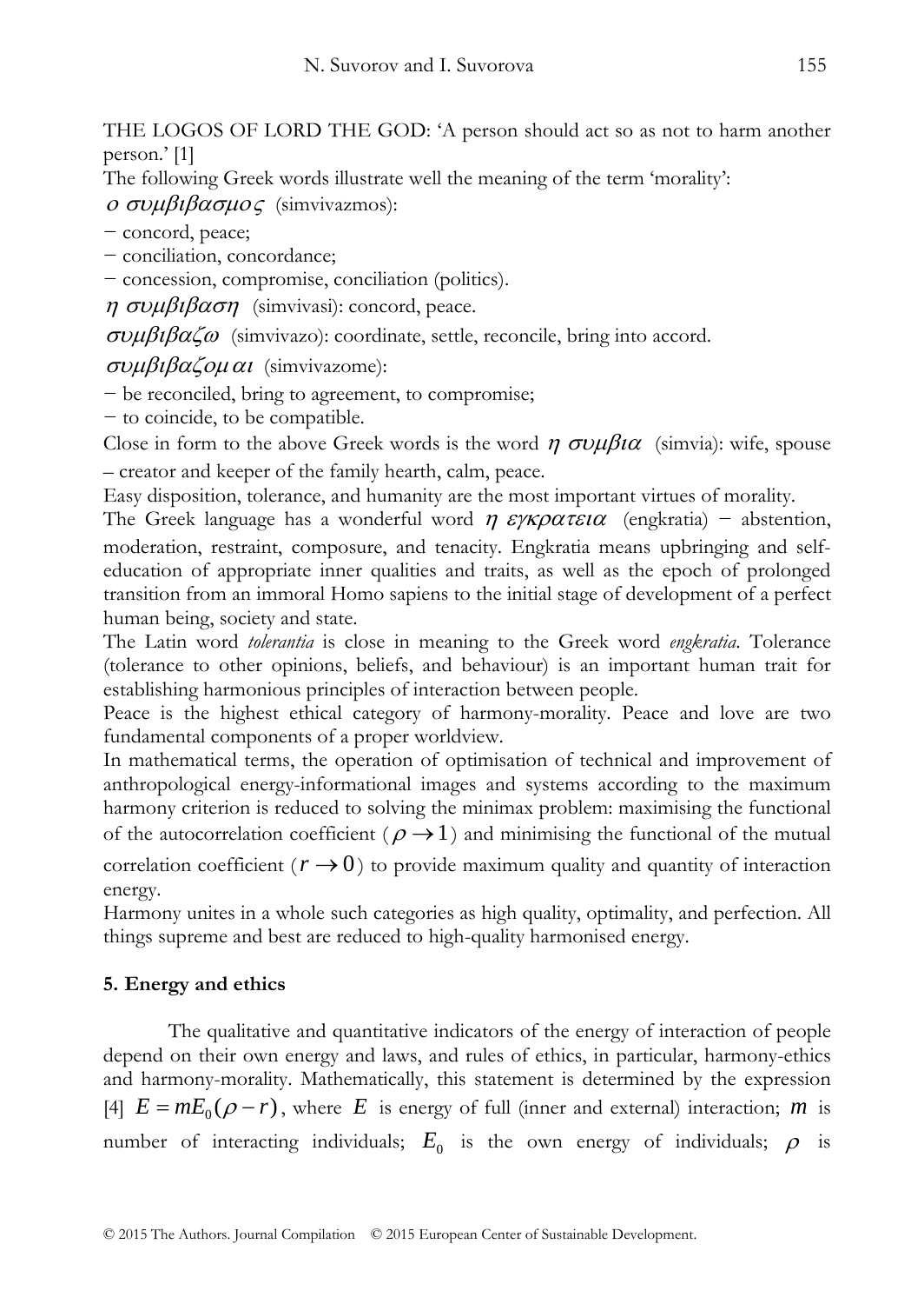THE LOGOS OF LORD THE GOD: 'A person should act so as not to harm another person.' [1]

The following Greek words illustrate well the meaning of the term 'morality':

$o\ \sigma\upsilon\mu\beta\iota\beta\alpha\sigma\mu o\varsigma$ (simvivazmos):

- concord, peace;
- conciliation, concordance;
- concession, compromise, conciliation (politics).

$\eta\ \sigma\upsilon\mu\beta\iota\beta\alpha\sigma\eta$ (simvivasi): concord, peace.

$\sigma\upsilon\mu\beta\iota\beta\alpha\zeta\omega$ (simvivazo): coordinate, settle, reconcile, bring into accord.

$\sigma\upsilon\mu\beta\iota\beta\alpha\zeta o\mu\,\alpha\iota$ (simvivazome):

- be reconciled, bring to agreement, to compromise;
- to coincide, to be compatible.

Close in form to the above Greek words is the word $\eta\ \sigma\upsilon\mu\beta\iota\alpha$ (simvia): wife, spouse – creator and keeper of the family hearth, calm, peace.

Easy disposition, tolerance, and humanity are the most important virtues of morality.

The Greek language has a wonderful word $\eta\ \varepsilon\gamma\kappa\rho\alpha\tau\varepsilon\iota\alpha$ (engkratia) − abstention, moderation, restraint, composure, and tenacity. Engkratia means upbringing and self-education of appropriate inner qualities and traits, as well as the epoch of prolonged transition from an immoral Homo sapiens to the initial stage of development of a perfect human being, society and state.

The Latin word *tolerantia* is close in meaning to the Greek word *engkratia*. Tolerance (tolerance to other opinions, beliefs, and behaviour) is an important human trait for establishing harmonious principles of interaction between people.

Peace is the highest ethical category of harmony-morality. Peace and love are two fundamental components of a proper worldview.

In mathematical terms, the operation of optimisation of technical and improvement of anthropological energy-informational images and systems according to the maximum harmony criterion is reduced to solving the minimax problem: maximising the functional of the autocorrelation coefficient ($\rho \to 1$) and minimising the functional of the mutual correlation coefficient ($r \to 0$) to provide maximum quality and quantity of interaction energy.

Harmony unites in a whole such categories as high quality, optimality, and perfection. All things supreme and best are reduced to high-quality harmonised energy.

## 5. Energy and ethics

The qualitative and quantitative indicators of the energy of interaction of people depend on their own energy and laws, and rules of ethics, in particular, harmony-ethics and harmony-morality. Mathematically, this statement is determined by the expression [4] $E = mE_0(\rho - r)$, where $E$ is energy of full (inner and external) interaction; $m$ is number of interacting individuals; $E_0$ is the own energy of individuals; $\rho$ is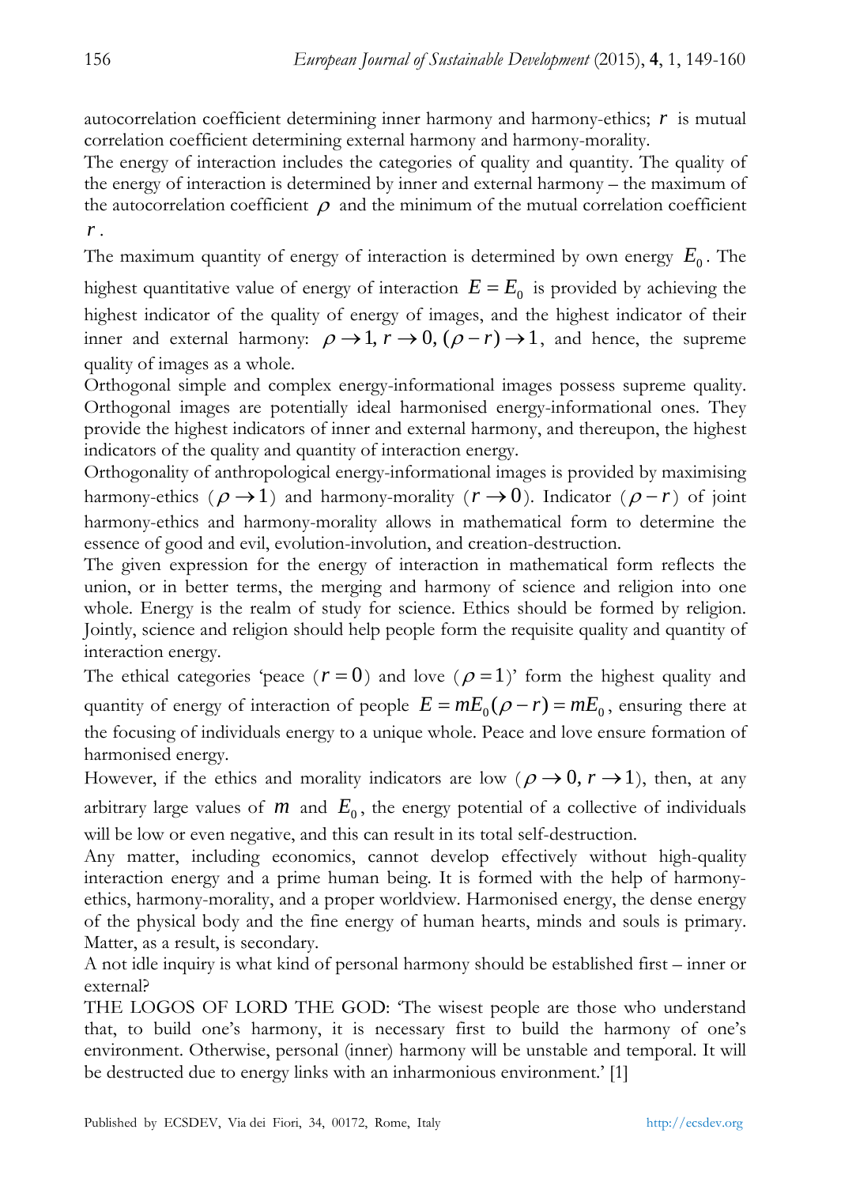autocorrelation coefficient determining inner harmony and harmony-ethics; $r$ is mutual correlation coefficient determining external harmony and harmony-morality.

The energy of interaction includes the categories of quality and quantity. The quality of the energy of interaction is determined by inner and external harmony – the maximum of the autocorrelation coefficient $\rho$ and the minimum of the mutual correlation coefficient $r$.

The maximum quantity of energy of interaction is determined by own energy $E_0$. The highest quantitative value of energy of interaction $E = E_0$ is provided by achieving the highest indicator of the quality of energy of images, and the highest indicator of their inner and external harmony: $\rho \to 1, r \to 0, (\rho - r) \to 1$, and hence, the supreme quality of images as a whole.

Orthogonal simple and complex energy-informational images possess supreme quality. Orthogonal images are potentially ideal harmonised energy-informational ones. They provide the highest indicators of inner and external harmony, and thereupon, the highest indicators of the quality and quantity of interaction energy.

Orthogonality of anthropological energy-informational images is provided by maximising harmony-ethics ($\rho \to 1$) and harmony-morality ($r \to 0$). Indicator ($\rho - r$) of joint harmony-ethics and harmony-morality allows in mathematical form to determine the essence of good and evil, evolution-involution, and creation-destruction.

The given expression for the energy of interaction in mathematical form reflects the union, or in better terms, the merging and harmony of science and religion into one whole. Energy is the realm of study for science. Ethics should be formed by religion. Jointly, science and religion should help people form the requisite quality and quantity of interaction energy.

The ethical categories 'peace ($r = 0$) and love ($\rho = 1$)' form the highest quality and quantity of energy of interaction of people $E = mE_0(\rho - r) = mE_0$, ensuring there at the focusing of individuals energy to a unique whole. Peace and love ensure formation of harmonised energy.

However, if the ethics and morality indicators are low ($\rho \to 0, r \to 1$), then, at any arbitrary large values of $m$ and $E_0$, the energy potential of a collective of individuals will be low or even negative, and this can result in its total self-destruction.

Any matter, including economics, cannot develop effectively without high-quality interaction energy and a prime human being. It is formed with the help of harmony-ethics, harmony-morality, and a proper worldview. Harmonised energy, the dense energy of the physical body and the fine energy of human hearts, minds and souls is primary. Matter, as a result, is secondary.

A not idle inquiry is what kind of personal harmony should be established first – inner or external?

THE LOGOS OF LORD THE GOD: 'The wisest people are those who understand that, to build one's harmony, it is necessary first to build the harmony of one's environment. Otherwise, personal (inner) harmony will be unstable and temporal. It will be destructed due to energy links with an inharmonious environment.' [1]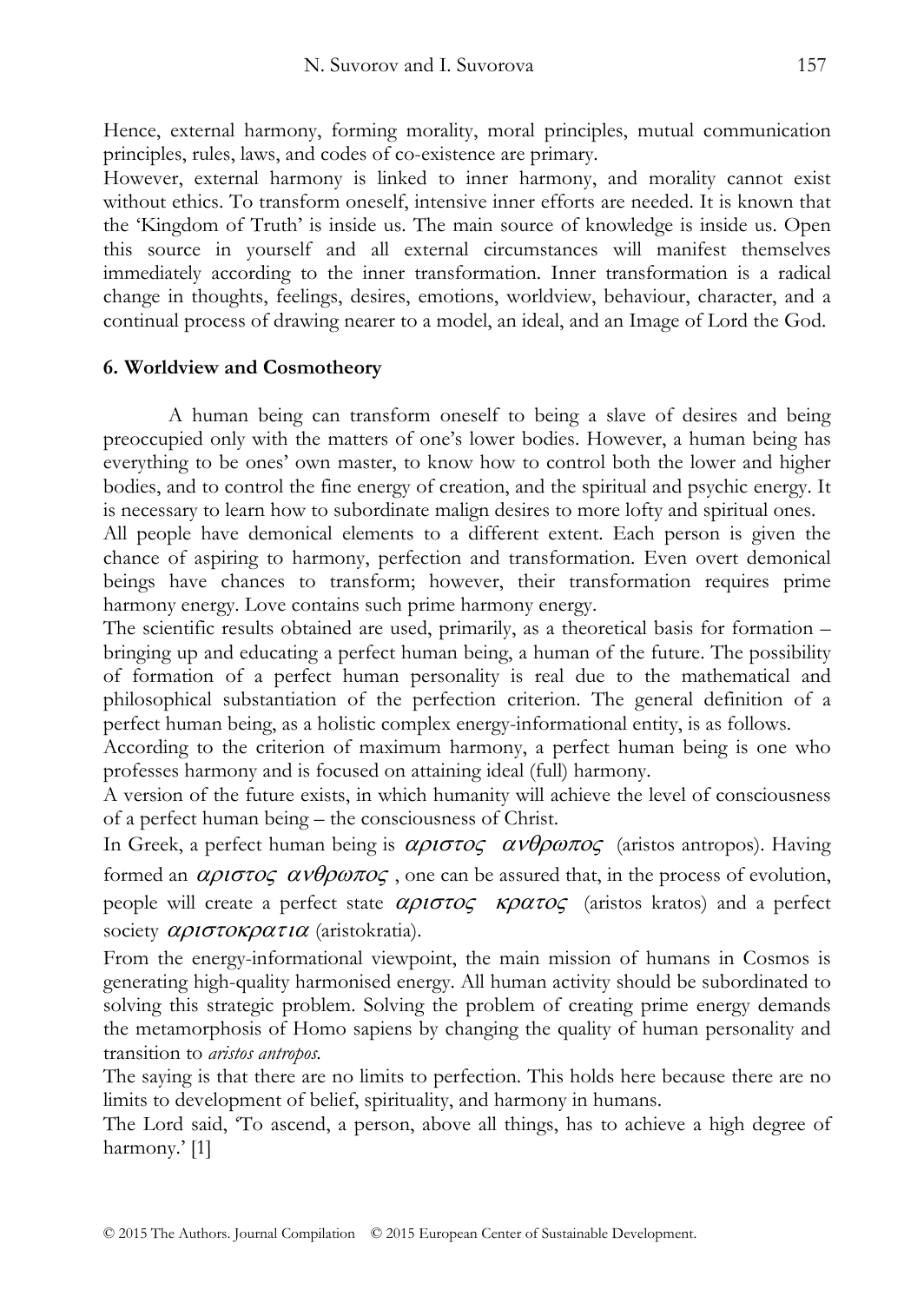Hence, external harmony, forming morality, moral principles, mutual communication principles, rules, laws, and codes of co-existence are primary.

However, external harmony is linked to inner harmony, and morality cannot exist without ethics. To transform oneself, intensive inner efforts are needed. It is known that the 'Kingdom of Truth' is inside us. The main source of knowledge is inside us. Open this source in yourself and all external circumstances will manifest themselves immediately according to the inner transformation. Inner transformation is a radical change in thoughts, feelings, desires, emotions, worldview, behaviour, character, and a continual process of drawing nearer to a model, an ideal, and an Image of Lord the God.

## 6. Worldview and Cosmotheory

A human being can transform oneself to being a slave of desires and being preoccupied only with the matters of one's lower bodies. However, a human being has everything to be ones' own master, to know how to control both the lower and higher bodies, and to control the fine energy of creation, and the spiritual and psychic energy. It is necessary to learn how to subordinate malign desires to more lofty and spiritual ones.

All people have demonical elements to a different extent. Each person is given the chance of aspiring to harmony, perfection and transformation. Even overt demonical beings have chances to transform; however, their transformation requires prime harmony energy. Love contains such prime harmony energy.

The scientific results obtained are used, primarily, as a theoretical basis for formation – bringing up and educating a perfect human being, a human of the future. The possibility of formation of a perfect human personality is real due to the mathematical and philosophical substantiation of the perfection criterion. The general definition of a perfect human being, as a holistic complex energy-informational entity, is as follows.

According to the criterion of maximum harmony, a perfect human being is one who professes harmony and is focused on attaining ideal (full) harmony.

A version of the future exists, in which humanity will achieve the level of consciousness of a perfect human being – the consciousness of Christ.

In Greek, a perfect human being is *αριστος ανθρωπος* (aristos antropos). Having formed an *αριστος ανθρωπος* , one can be assured that, in the process of evolution, people will create a perfect state *αριστος κρατος* (aristos kratos) and a perfect society *αριστοκρατια* (aristokratia).

From the energy-informational viewpoint, the main mission of humans in Cosmos is generating high-quality harmonised energy. All human activity should be subordinated to solving this strategic problem. Solving the problem of creating prime energy demands the metamorphosis of Homo sapiens by changing the quality of human personality and transition to *aristos antropos.*

The saying is that there are no limits to perfection. This holds here because there are no limits to development of belief, spirituality, and harmony in humans.

The Lord said, 'To ascend, a person, above all things, has to achieve a high degree of harmony.' [1]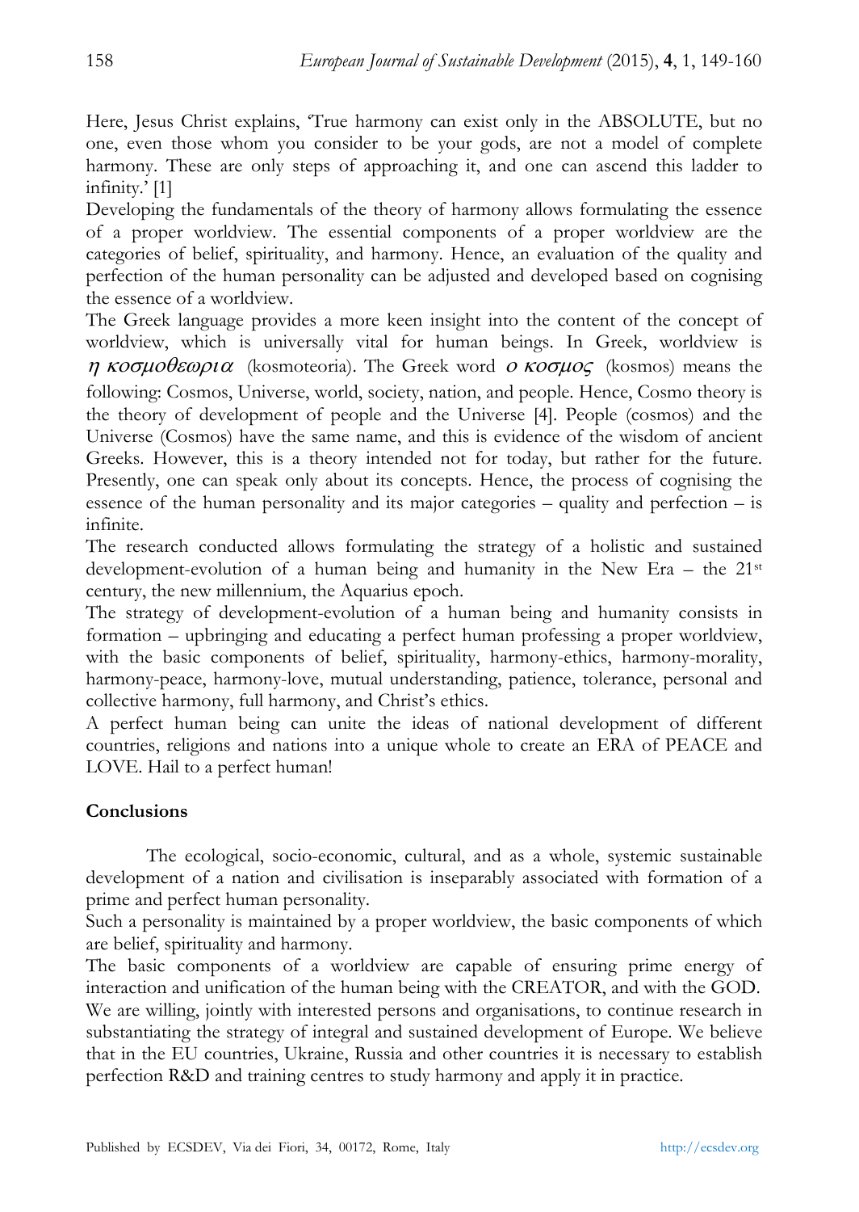Here, Jesus Christ explains, 'True harmony can exist only in the ABSOLUTE, but no one, even those whom you consider to be your gods, are not a model of complete harmony. These are only steps of approaching it, and one can ascend this ladder to infinity.' [1]

Developing the fundamentals of the theory of harmony allows formulating the essence of a proper worldview. The essential components of a proper worldview are the categories of belief, spirituality, and harmony. Hence, an evaluation of the quality and perfection of the human personality can be adjusted and developed based on cognising the essence of a worldview.

The Greek language provides a more keen insight into the content of the concept of worldview, which is universally vital for human beings. In Greek, worldview is *η κοσμοθεωρια* (kosmoteoria). The Greek word *ο κοσμος* (kosmos) means the following: Cosmos, Universe, world, society, nation, and people. Hence, Cosmo theory is the theory of development of people and the Universe [4]. People (cosmos) and the Universe (Cosmos) have the same name, and this is evidence of the wisdom of ancient Greeks. However, this is a theory intended not for today, but rather for the future. Presently, one can speak only about its concepts. Hence, the process of cognising the essence of the human personality and its major categories – quality and perfection – is infinite.

The research conducted allows formulating the strategy of a holistic and sustained development-evolution of a human being and humanity in the New Era – the 21st century, the new millennium, the Aquarius epoch.

The strategy of development-evolution of a human being and humanity consists in formation – upbringing and educating a perfect human professing a proper worldview, with the basic components of belief, spirituality, harmony-ethics, harmony-morality, harmony-peace, harmony-love, mutual understanding, patience, tolerance, personal and collective harmony, full harmony, and Christ's ethics.

A perfect human being can unite the ideas of national development of different countries, religions and nations into a unique whole to create an ERA of PEACE and LOVE. Hail to a perfect human!

## Conclusions

The ecological, socio-economic, cultural, and as a whole, systemic sustainable development of a nation and civilisation is inseparably associated with formation of a prime and perfect human personality.

Such a personality is maintained by a proper worldview, the basic components of which are belief, spirituality and harmony.

The basic components of a worldview are capable of ensuring prime energy of interaction and unification of the human being with the CREATOR, and with the GOD.

We are willing, jointly with interested persons and organisations, to continue research in substantiating the strategy of integral and sustained development of Europe. We believe that in the EU countries, Ukraine, Russia and other countries it is necessary to establish perfection R&D and training centres to study harmony and apply it in practice.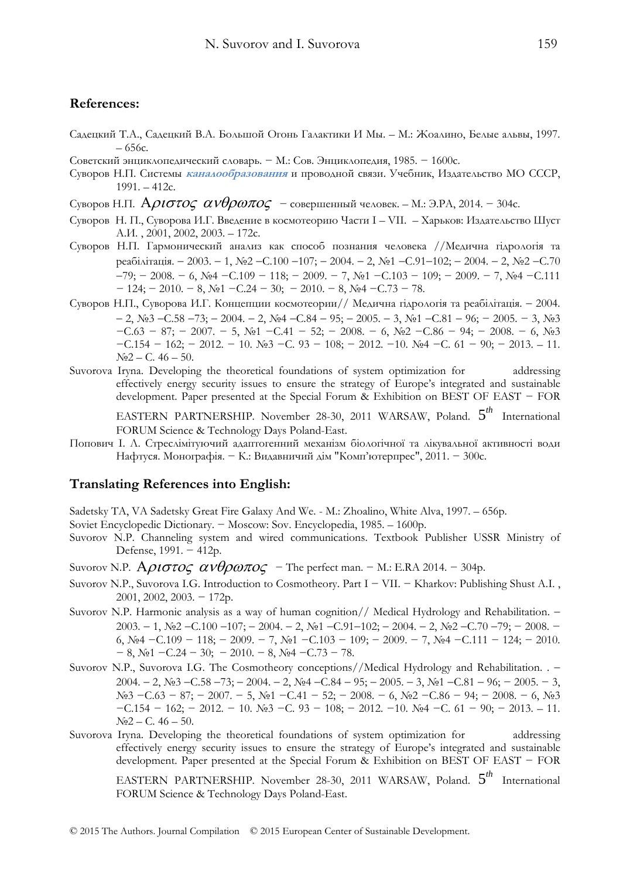## References:

Садецкий Т.А., Садецкий В.А. Большой Огонь Галактики И Мы. – М.: Жоалино, Белые альвы, 1997. – 656с.

Советский энциклопедический словарь. − М.: Сов. Энциклопедия, 1985. − 1600с.

Суворов Н.П. Системы ***каналообразования*** и проводной связи. Учебник, Издательство МО СССР, 1991. – 412с.

Суворов Н.П. *Αριστος ανθρωπος* − совершенный человек. – М.: Э.РА, 2014. − 304с.

Суворов Н. П., Суворова И.Г. Введение в космотеорию Части I – VII. – Харьков: Издательство Шуст А.И. , 2001, 2002, 2003. – 172с.

Суворов Н.П. Гармонический анализ как способ познания человека //Медична гідрологія та реабілітація. – 2003. – 1, №2 –С.100 –107; – 2004. – 2, №1 –С.91–102; – 2004. – 2, №2 –С.70 –79; − 2008. − 6, №4 −С.109 − 118; − 2009. − 7, №1 −С.103 − 109; − 2009. − 7, №4 −С.111 − 124; − 2010. − 8, №1 −С.24 − 30; − 2010. − 8, №4 −С.73 − 78.

Суворов Н.П., Суворова И.Г. Концепции космотеории// Медична гідрологія та реабілітація. – 2004. – 2, №3 –С.58 –73; – 2004. – 2, №4 –С.84 – 95; – 2005. – 3, №1 –С.81 – 96; − 2005. − 3, №3 −С.63 − 87; − 2007. − 5, №1 −С.41 − 52; − 2008. − 6, №2 −С.86 − 94; − 2008. − 6, №3 −С.154 − 162; − 2012. − 10. №3 −С. 93 − 108; − 2012. −10. №4 −С. 61 − 90; − 2013. – 11. №2 – С. 46 – 50.

Suvorova Iryna. Developing the theoretical foundations of system optimization for addressing effectively energy security issues to ensure the strategy of Europe's integrated and sustainable development. Paper presented at the Special Forum & Exhibition on BEST OF EAST − FOR EASTERN PARTNERSHIP. November 28-30, 2011 WARSAW, Poland. 5$^{th}$ International FORUM Science & Technology Days Poland-East.

Попович І. Л. Стреслімітуючий адаптогенний механізм біологічної та лікувальної активності води Нафтуся. Монографія. − К.: Видавничий дім "Комп'ютерпрес", 2011. − 300с.

## Translating References into English:

Sadetsky TA, VA Sadetsky Great Fire Galaxy And We. - M.: Zhoalino, White Alva, 1997. – 656p.

Soviet Encyclopedic Dictionary. − Moscow: Sov. Encyclopedia, 1985. – 1600p.

Suvorov N.P. Channeling system and wired communications. Textbook Publisher USSR Ministry of Defense, 1991. − 412p.

Suvorov N.P. *Αριστος ανθρωπος* − The perfect man. − M.: E.RA 2014. − 304p.

Suvorov N.P., Suvorova I.G. Introduction to Cosmotheory. Part I − VII. − Kharkov: Publishing Shust A.I. , 2001, 2002, 2003. − 172p.

Suvorov N.P. Harmonic analysis as a way of human cognition// Medical Hydrology and Rehabilitation. – 2003. – 1, №2 –С.100 –107; – 2004. – 2, №1 –С.91–102; – 2004. – 2, №2 –С.70 –79; − 2008. − 6, №4 −С.109 − 118; − 2009. − 7, №1 −С.103 − 109; − 2009. − 7, №4 −С.111 − 124; − 2010. − 8, №1 −С.24 − 30; − 2010. − 8, №4 −С.73 − 78.

Suvorov N.P., Suvorova I.G. The Cosmotheory conceptions//Medical Hydrology and Rehabilitation. . – 2004. – 2, №3 –С.58 –73; – 2004. – 2, №4 –С.84 – 95; – 2005. – 3, №1 –С.81 – 96; − 2005. − 3, №3 −С.63 − 87; − 2007. − 5, №1 −С.41 − 52; − 2008. − 6, №2 −С.86 − 94; − 2008. − 6, №3 −С.154 − 162; − 2012. − 10. №3 −С. 93 − 108; − 2012. −10. №4 −С. 61 − 90; − 2013. – 11. №2 – С. 46 – 50.

Suvorova Iryna. Developing the theoretical foundations of system optimization for addressing effectively energy security issues to ensure the strategy of Europe's integrated and sustainable development. Paper presented at the Special Forum & Exhibition on BEST OF EAST − FOR EASTERN PARTNERSHIP. November 28-30, 2011 WARSAW, Poland. 5$^{th}$ International FORUM Science & Technology Days Poland-East.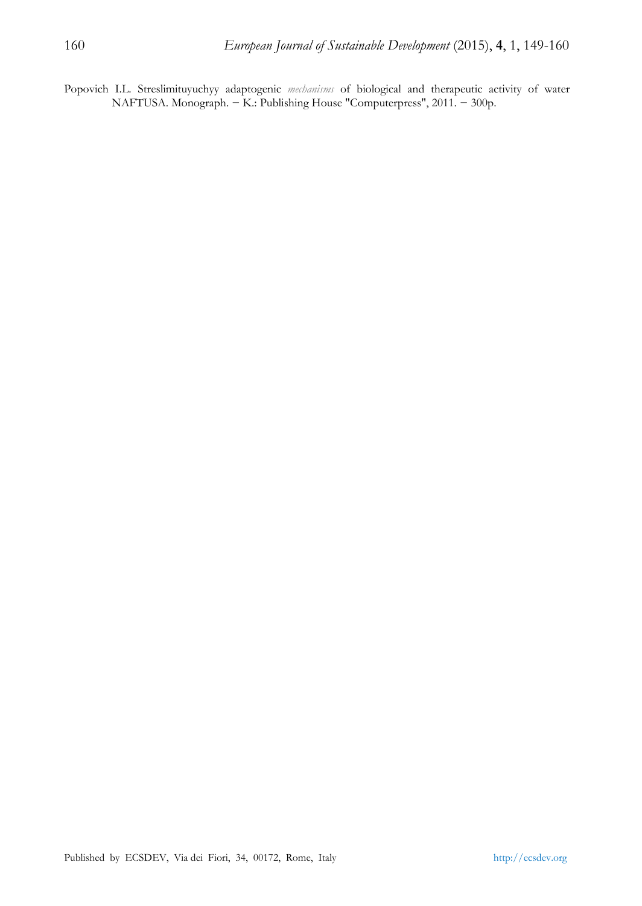Popovich I.L. Streslimituyuchyy adaptogenic *mechanisms* of biological and therapeutic activity of water NAFTUSA. Monograph. − K.: Publishing House "Computerpress", 2011. − 300p.